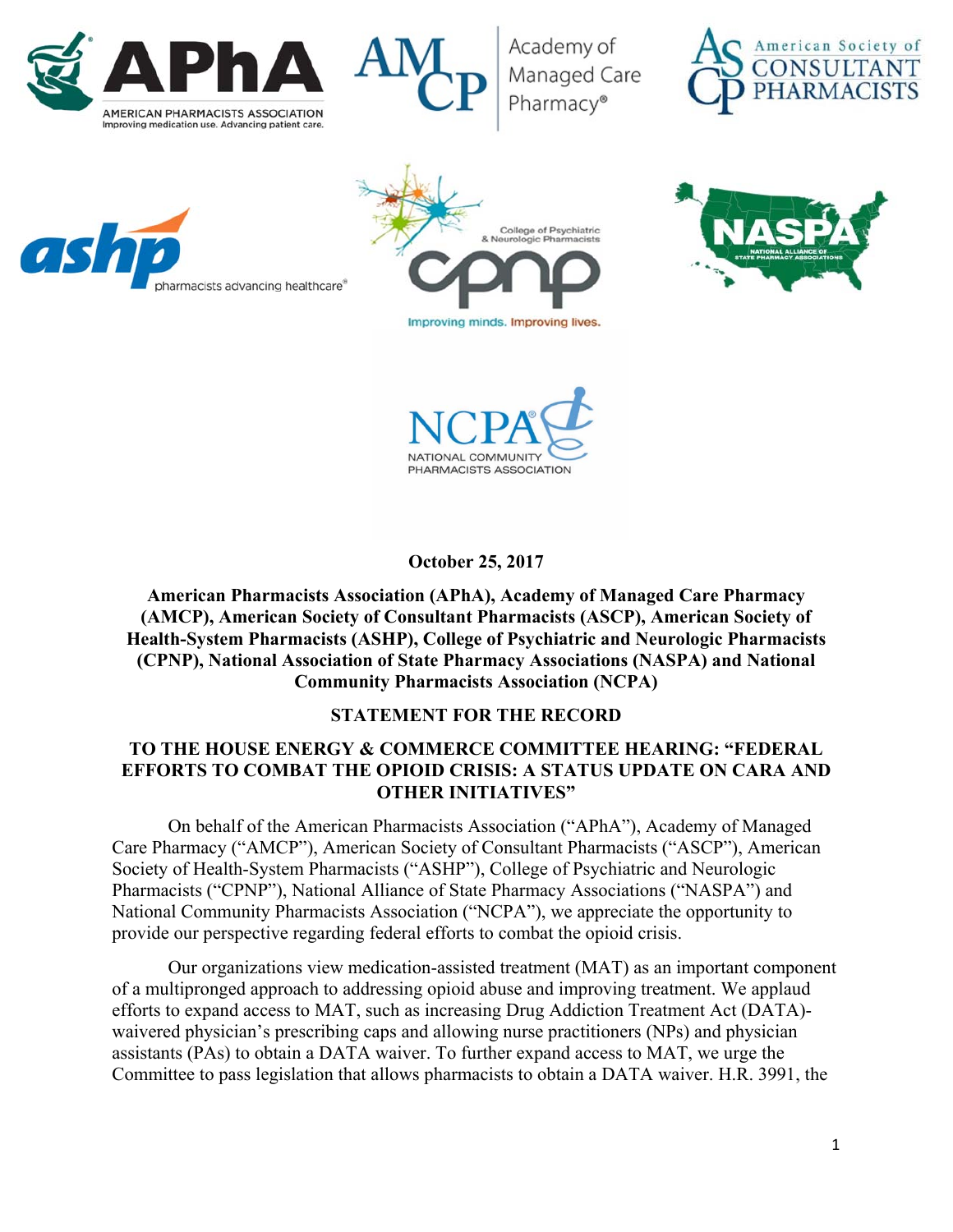**October 25, 2017**

**American Pharmacists Association (APhA), Academy of Managed Care Pharmacy (AMCP), American Society of Consultant Pharmacists (ASCP), American Society of Health-System Pharmacists (ASHP), College of Psychiatric and Neurologic Pharmacists (CPNP), National Association of State Pharmacy Associations (NASPA) and National Community Pharmacists Association (NCPA)**

**STATEMENT FOR THE RECORD**

**TO THE HOUSE ENERGY & COMMERCE COMMITTEE HEARING: "FEDERAL EFFORTS TO COMBAT THE OPIOID CRISIS: A STATUS UPDATE ON CARA AND OTHER INITIATIVES"**

On behalf of the American Pharmacists Association ("APhA"), Academy of Managed Care Pharmacy ("AMCP"), American Society of Consultant Pharmacists ("ASCP"), American Society of Health-System Pharmacists ("ASHP"), College of Psychiatric and Neurologic Pharmacists ("CPNP"), National Alliance of State Pharmacy Associations ("NASPA") and National Community Pharmacists Association ("NCPA"), we appreciate the opportunity to provide our perspective regarding federal efforts to combat the opioid crisis.

Our organizations view medication-assisted treatment (MAT) as an important component of a multipronged approach to addressing opioid abuse and improving treatment. We applaud efforts to expand access to MAT, such as increasing Drug Addiction Treatment Act (DATA)-waivered physician's prescribing caps and allowing nurse practitioners (NPs) and physician assistants (PAs) to obtain a DATA waiver. To further expand access to MAT, we urge the Committee to pass legislation that allows pharmacists to obtain a DATA waiver. H.R. 3991, the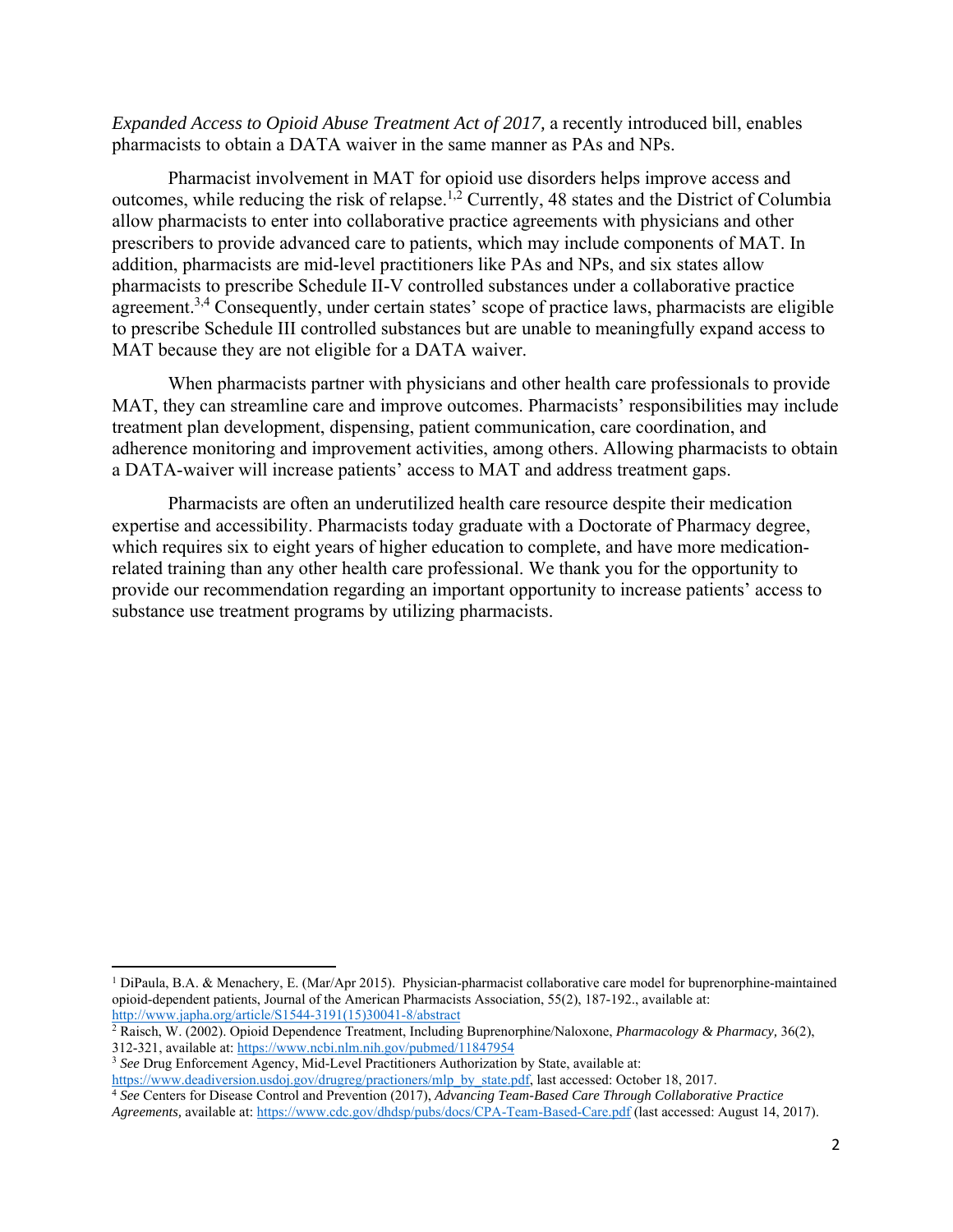*Expanded Access to Opioid Abuse Treatment Act of 2017,* a recently introduced bill, enables pharmacists to obtain a DATA waiver in the same manner as PAs and NPs.

Pharmacist involvement in MAT for opioid use disorders helps improve access and outcomes, while reducing the risk of relapse.[1,2] Currently, 48 states and the District of Columbia allow pharmacists to enter into collaborative practice agreements with physicians and other prescribers to provide advanced care to patients, which may include components of MAT. In addition, pharmacists are mid-level practitioners like PAs and NPs, and six states allow pharmacists to prescribe Schedule II-V controlled substances under a collaborative practice agreement.[3,4] Consequently, under certain states' scope of practice laws, pharmacists are eligible to prescribe Schedule III controlled substances but are unable to meaningfully expand access to MAT because they are not eligible for a DATA waiver.

When pharmacists partner with physicians and other health care professionals to provide MAT, they can streamline care and improve outcomes. Pharmacists' responsibilities may include treatment plan development, dispensing, patient communication, care coordination, and adherence monitoring and improvement activities, among others. Allowing pharmacists to obtain a DATA-waiver will increase patients' access to MAT and address treatment gaps.

Pharmacists are often an underutilized health care resource despite their medication expertise and accessibility. Pharmacists today graduate with a Doctorate of Pharmacy degree, which requires six to eight years of higher education to complete, and have more medication-related training than any other health care professional. We thank you for the opportunity to provide our recommendation regarding an important opportunity to increase patients' access to substance use treatment programs by utilizing pharmacists.

---

[1] DiPaula, B.A. & Menachery, E. (Mar/Apr 2015). Physician-pharmacist collaborative care model for buprenorphine-maintained opioid-dependent patients, Journal of the American Pharmacists Association, 55(2), 187-192., available at: http://www.japha.org/article/S1544-3191(15)30041-8/abstract

[2] Raisch, W. (2002). Opioid Dependence Treatment, Including Buprenorphine/Naloxone, *Pharmacology & Pharmacy,* 36(2), 312-321, available at: https://www.ncbi.nlm.nih.gov/pubmed/11847954

[3] *See* Drug Enforcement Agency, Mid-Level Practitioners Authorization by State, available at: https://www.deadiversion.usdoj.gov/drugreg/practioners/mlp_by_state.pdf, last accessed: October 18, 2017.

[4] *See* Centers for Disease Control and Prevention (2017), *Advancing Team-Based Care Through Collaborative Practice Agreements,* available at: https://www.cdc.gov/dhdsp/pubs/docs/CPA-Team-Based-Care.pdf (last accessed: August 14, 2017).